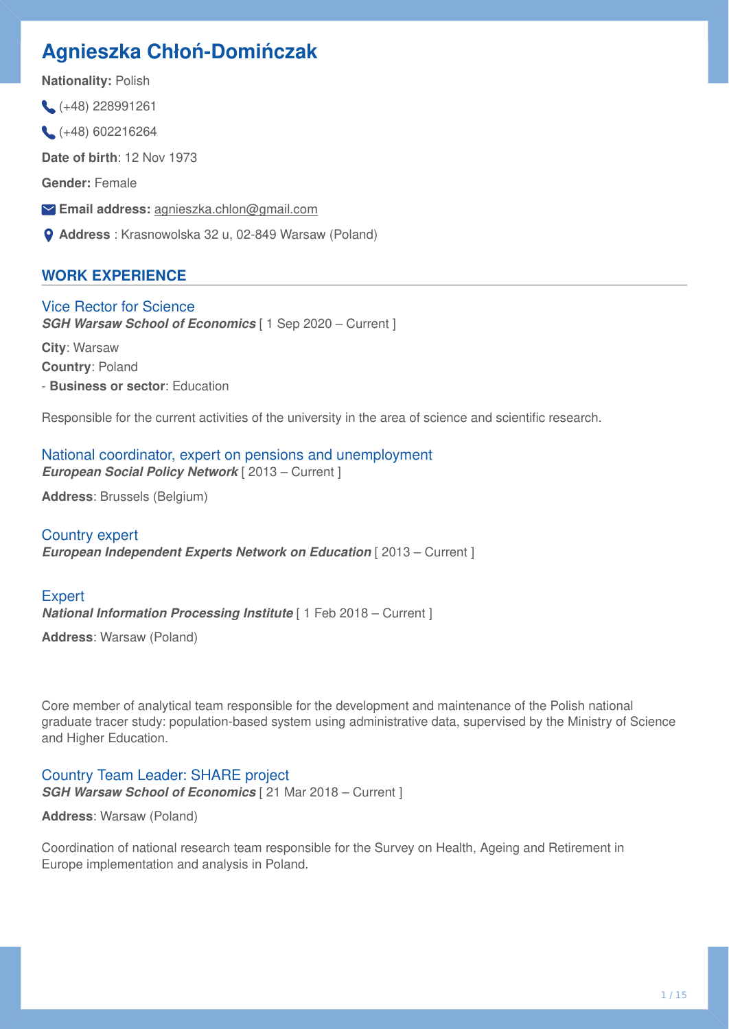# Agnieszka Chłoń-Domińczak

**Nationality:** Polish

(+48) 228991261

(+48) 602216264

**Date of birth**: 12 Nov 1973

**Gender:** Female

**Email address:** agnieszka.chlon@gmail.com

**Address** : Krasnowolska 32 u, 02-849 Warsaw (Poland)

## WORK EXPERIENCE

### Vice Rector for Science

***SGH Warsaw School of Economics*** [ 1 Sep 2020 – Current ]

**City**: Warsaw

**Country**: Poland

- **Business or sector**: Education

Responsible for the current activities of the university in the area of science and scientific research.

### National coordinator, expert on pensions and unemployment

***European Social Policy Network*** [ 2013 – Current ]

**Address**: Brussels (Belgium)

### Country expert

***European Independent Experts Network on Education*** [ 2013 – Current ]

### Expert

***National Information Processing Institute*** [ 1 Feb 2018 – Current ]

**Address**: Warsaw (Poland)

Core member of analytical team responsible for the development and maintenance of the Polish national graduate tracer study: population-based system using administrative data, supervised by the Ministry of Science and Higher Education.

### Country Team Leader: SHARE project

***SGH Warsaw School of Economics*** [ 21 Mar 2018 – Current ]

**Address**: Warsaw (Poland)

Coordination of national research team responsible for the Survey on Health, Ageing and Retirement in Europe implementation and analysis in Poland.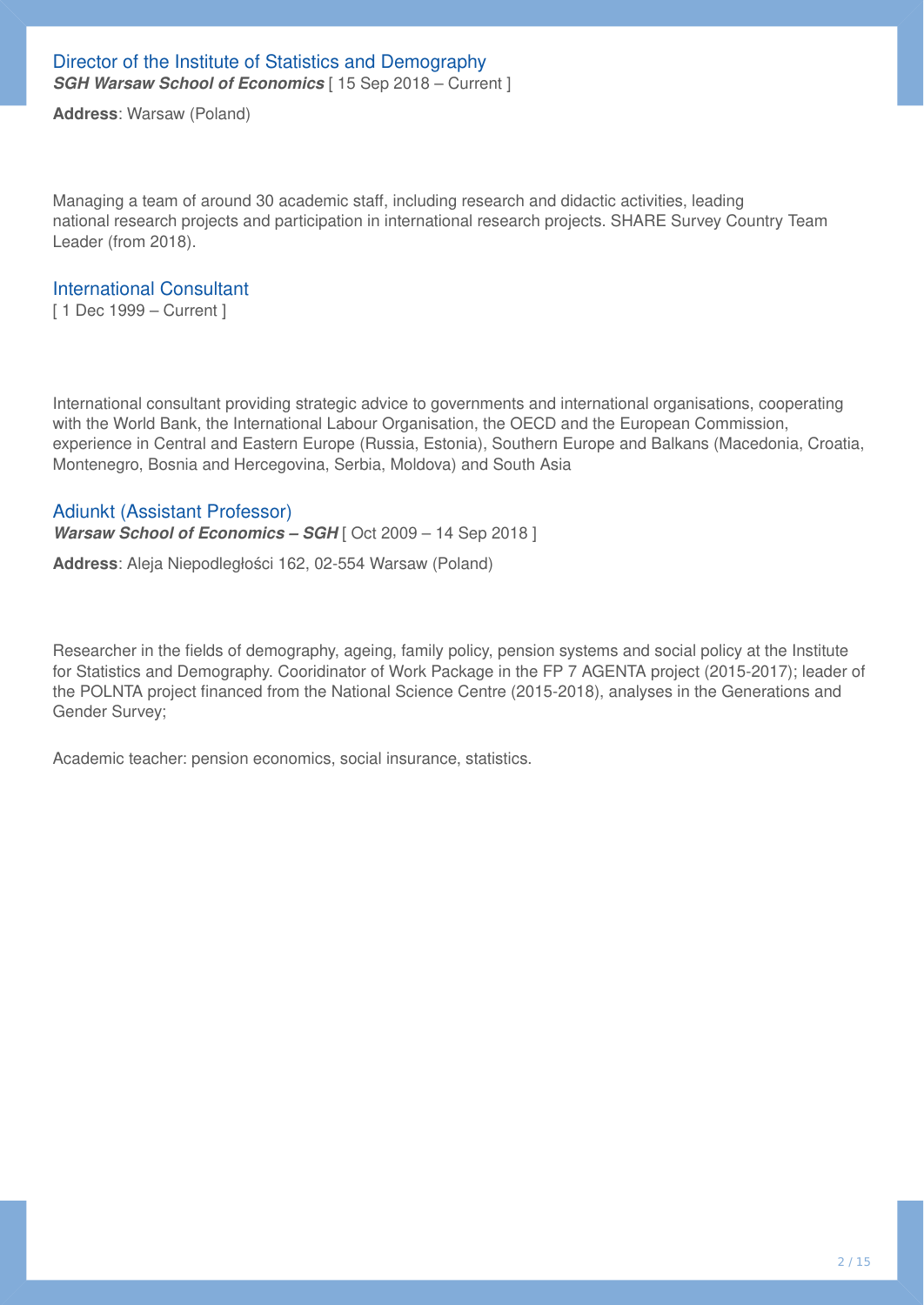### Director of the Institute of Statistics and Demography

***SGH Warsaw School of Economics*** [ 15 Sep 2018 – Current ]

**Address**: Warsaw (Poland)

Managing a team of around 30 academic staff, including research and didactic activities, leading national research projects and participation in international research projects. SHARE Survey Country Team Leader (from 2018).

### International Consultant

[ 1 Dec 1999 – Current ]

International consultant providing strategic advice to governments and international organisations, cooperating with the World Bank, the International Labour Organisation, the OECD and the European Commission, experience in Central and Eastern Europe (Russia, Estonia), Southern Europe and Balkans (Macedonia, Croatia, Montenegro, Bosnia and Hercegovina, Serbia, Moldova) and South Asia

### Adiunkt (Assistant Professor)

***Warsaw School of Economics – SGH*** [ Oct 2009 – 14 Sep 2018 ]

**Address**: Aleja Niepodległości 162, 02-554 Warsaw (Poland)

Researcher in the fields of demography, ageing, family policy, pension systems and social policy at the Institute for Statistics and Demography. Cooridinator of Work Package in the FP 7 AGENTA project (2015-2017); leader of the POLNTA project financed from the National Science Centre (2015-2018), analyses in the Generations and Gender Survey;

Academic teacher: pension economics, social insurance, statistics.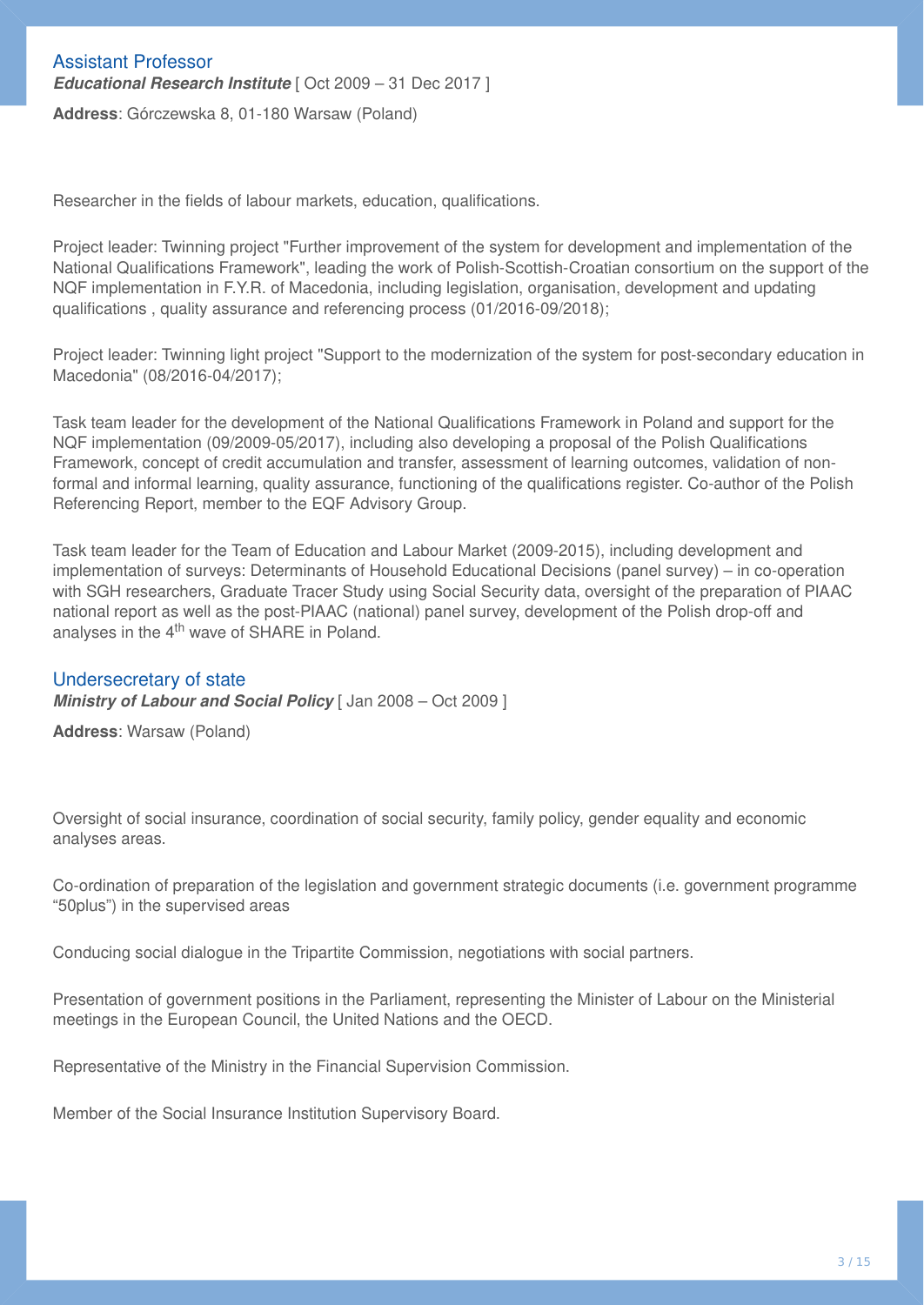### Assistant Professor

***Educational Research Institute*** [ Oct 2009 – 31 Dec 2017 ]

**Address**: Górczewska 8, 01-180 Warsaw (Poland)

Researcher in the fields of labour markets, education, qualifications.

Project leader: Twinning project "Further improvement of the system for development and implementation of the National Qualifications Framework", leading the work of Polish-Scottish-Croatian consortium on the support of the NQF implementation in F.Y.R. of Macedonia, including legislation, organisation, development and updating qualifications , quality assurance and referencing process (01/2016-09/2018);

Project leader: Twinning light project "Support to the modernization of the system for post-secondary education in Macedonia" (08/2016-04/2017);

Task team leader for the development of the National Qualifications Framework in Poland and support for the NQF implementation (09/2009-05/2017), including also developing a proposal of the Polish Qualifications Framework, concept of credit accumulation and transfer, assessment of learning outcomes, validation of non-formal and informal learning, quality assurance, functioning of the qualifications register. Co-author of the Polish Referencing Report, member to the EQF Advisory Group.

Task team leader for the Team of Education and Labour Market (2009-2015), including development and implementation of surveys: Determinants of Household Educational Decisions (panel survey) – in co-operation with SGH researchers, Graduate Tracer Study using Social Security data, oversight of the preparation of PIAAC national report as well as the post-PIAAC (national) panel survey, development of the Polish drop-off and analyses in the 4th wave of SHARE in Poland.

### Undersecretary of state

***Ministry of Labour and Social Policy*** [ Jan 2008 – Oct 2009 ]

**Address**: Warsaw (Poland)

Oversight of social insurance, coordination of social security, family policy, gender equality and economic analyses areas.

Co-ordination of preparation of the legislation and government strategic documents (i.e. government programme “50plus”) in the supervised areas

Conducing social dialogue in the Tripartite Commission, negotiations with social partners.

Presentation of government positions in the Parliament, representing the Minister of Labour on the Ministerial meetings in the European Council, the United Nations and the OECD.

Representative of the Ministry in the Financial Supervision Commission.

Member of the Social Insurance Institution Supervisory Board.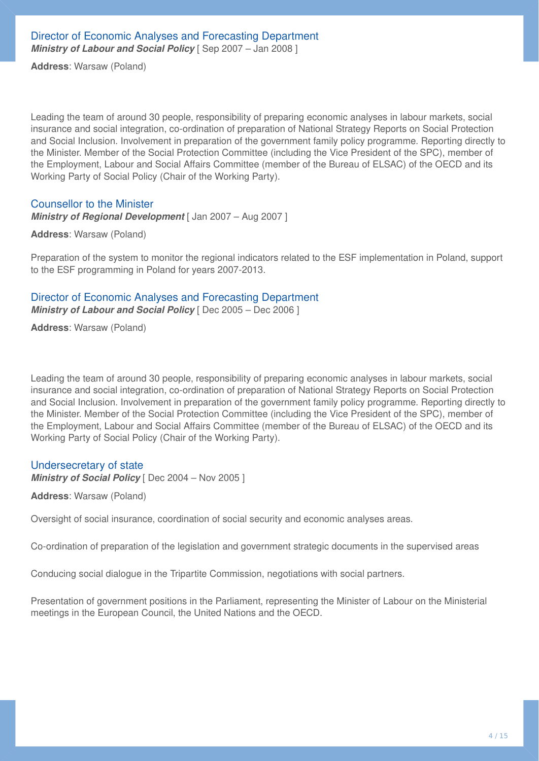### Director of Economic Analyses and Forecasting Department

***Ministry of Labour and Social Policy*** [ Sep 2007 – Jan 2008 ]

**Address**: Warsaw (Poland)

Leading the team of around 30 people, responsibility of preparing economic analyses in labour markets, social insurance and social integration, co-ordination of preparation of National Strategy Reports on Social Protection and Social Inclusion. Involvement in preparation of the government family policy programme. Reporting directly to the Minister. Member of the Social Protection Committee (including the Vice President of the SPC), member of the Employment, Labour and Social Affairs Committee (member of the Bureau of ELSAC) of the OECD and its Working Party of Social Policy (Chair of the Working Party).

### Counsellor to the Minister

***Ministry of Regional Development*** [ Jan 2007 – Aug 2007 ]

**Address**: Warsaw (Poland)

Preparation of the system to monitor the regional indicators related to the ESF implementation in Poland, support to the ESF programming in Poland for years 2007-2013.

### Director of Economic Analyses and Forecasting Department

***Ministry of Labour and Social Policy*** [ Dec 2005 – Dec 2006 ]

**Address**: Warsaw (Poland)

Leading the team of around 30 people, responsibility of preparing economic analyses in labour markets, social insurance and social integration, co-ordination of preparation of National Strategy Reports on Social Protection and Social Inclusion. Involvement in preparation of the government family policy programme. Reporting directly to the Minister. Member of the Social Protection Committee (including the Vice President of the SPC), member of the Employment, Labour and Social Affairs Committee (member of the Bureau of ELSAC) of the OECD and its Working Party of Social Policy (Chair of the Working Party).

### Undersecretary of state

***Ministry of Social Policy*** [ Dec 2004 – Nov 2005 ]

**Address**: Warsaw (Poland)

Oversight of social insurance, coordination of social security and economic analyses areas.

Co-ordination of preparation of the legislation and government strategic documents in the supervised areas

Conducing social dialogue in the Tripartite Commission, negotiations with social partners.

Presentation of government positions in the Parliament, representing the Minister of Labour on the Ministerial meetings in the European Council, the United Nations and the OECD.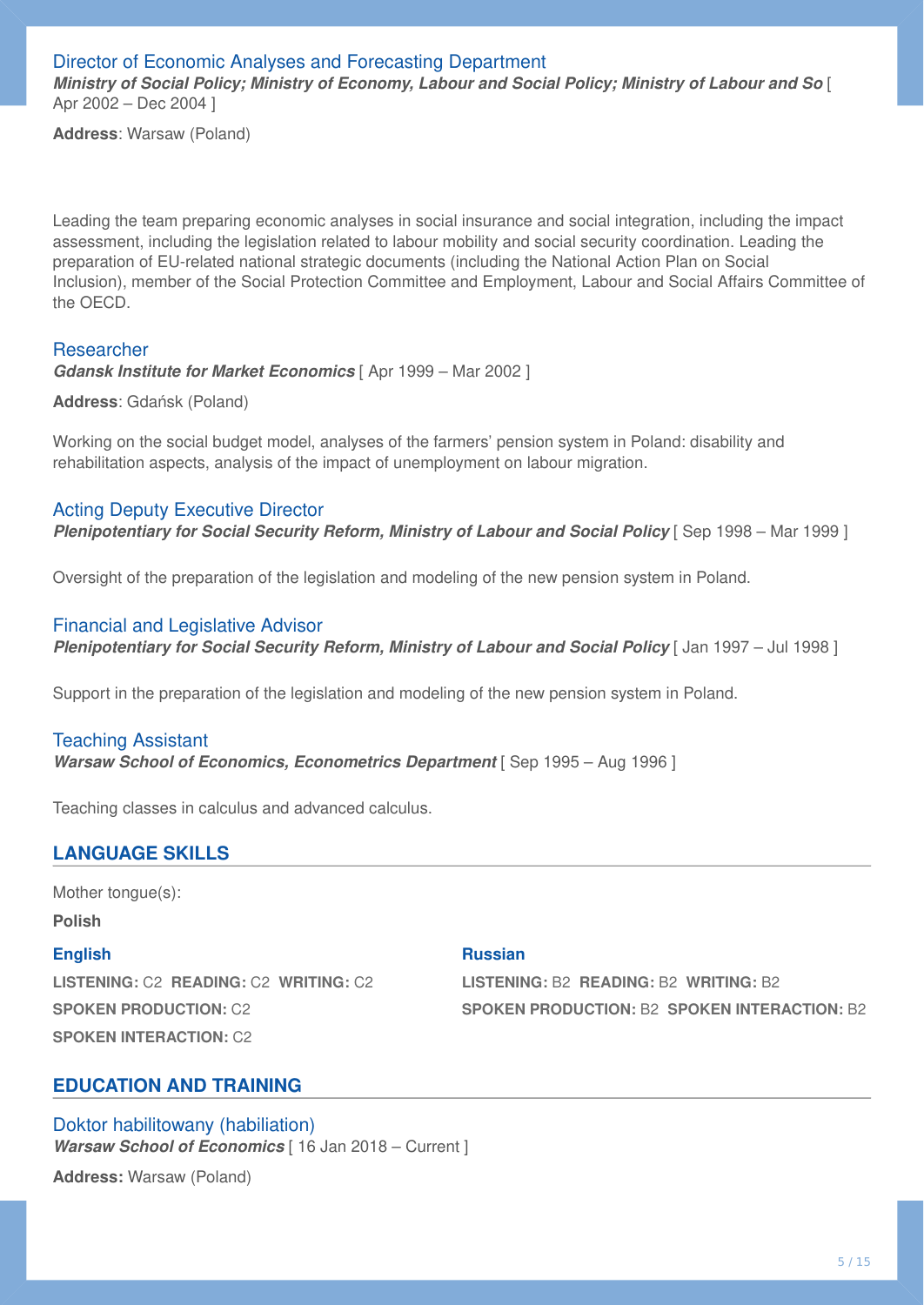### Director of Economic Analyses and Forecasting Department

***Ministry of Social Policy; Ministry of Economy, Labour and Social Policy; Ministry of Labour and So*** [ Apr 2002 – Dec 2004 ]

**Address**: Warsaw (Poland)

Leading the team preparing economic analyses in social insurance and social integration, including the impact assessment, including the legislation related to labour mobility and social security coordination. Leading the preparation of EU-related national strategic documents (including the National Action Plan on Social Inclusion), member of the Social Protection Committee and Employment, Labour and Social Affairs Committee of the OECD.

### Researcher

***Gdansk Institute for Market Economics*** [ Apr 1999 – Mar 2002 ]

**Address**: Gdańsk (Poland)

Working on the social budget model, analyses of the farmers' pension system in Poland: disability and rehabilitation aspects, analysis of the impact of unemployment on labour migration.

### Acting Deputy Executive Director

***Plenipotentiary for Social Security Reform, Ministry of Labour and Social Policy*** [ Sep 1998 – Mar 1999 ]

Oversight of the preparation of the legislation and modeling of the new pension system in Poland.

### Financial and Legislative Advisor

***Plenipotentiary for Social Security Reform, Ministry of Labour and Social Policy*** [ Jan 1997 – Jul 1998 ]

Support in the preparation of the legislation and modeling of the new pension system in Poland.

### Teaching Assistant

***Warsaw School of Economics, Econometrics Department*** [ Sep 1995 – Aug 1996 ]

Teaching classes in calculus and advanced calculus.

## LANGUAGE SKILLS

Mother tongue(s):

**Polish**

**English**

**LISTENING:** C2 **READING:** C2 **WRITING:** C2
**SPOKEN PRODUCTION:** C2
**SPOKEN INTERACTION:** C2

**Russian**

**LISTENING:** B2 **READING:** B2 **WRITING:** B2
**SPOKEN PRODUCTION:** B2 **SPOKEN INTERACTION:** B2

## EDUCATION AND TRAINING

### Doktor habilitowany (habiliation)

***Warsaw School of Economics*** [ 16 Jan 2018 – Current ]

**Address:** Warsaw (Poland)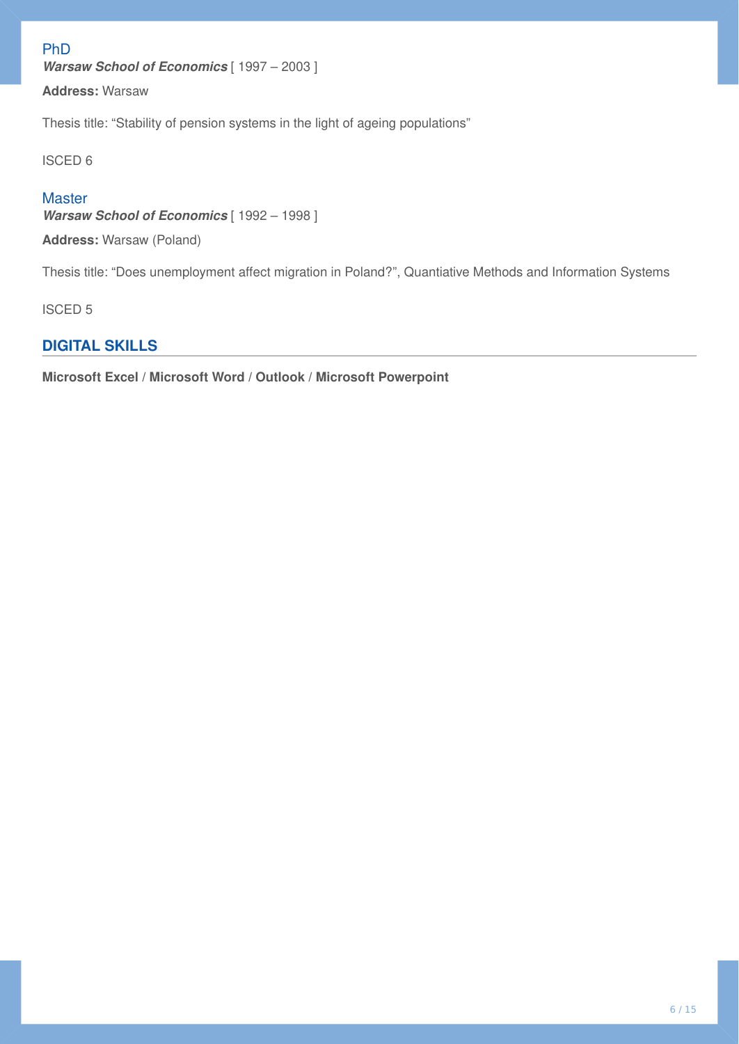### PhD

***Warsaw School of Economics*** [ 1997 – 2003 ]

**Address:** Warsaw

Thesis title: “Stability of pension systems in the light of ageing populations”

ISCED 6

### Master

***Warsaw School of Economics*** [ 1992 – 1998 ]

**Address:** Warsaw (Poland)

Thesis title: “Does unemployment affect migration in Poland?”, Quantiative Methods and Information Systems

ISCED 5

## DIGITAL SKILLS

**Microsoft Excel** / **Microsoft Word** / **Outlook** / **Microsoft Powerpoint**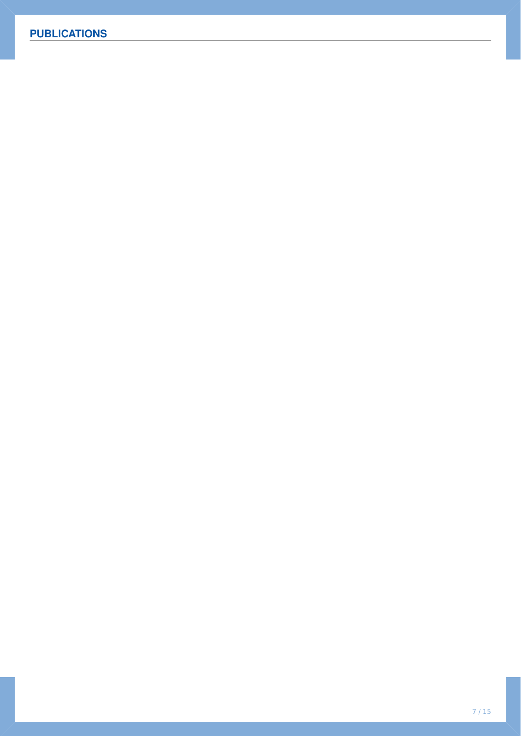## PUBLICATIONS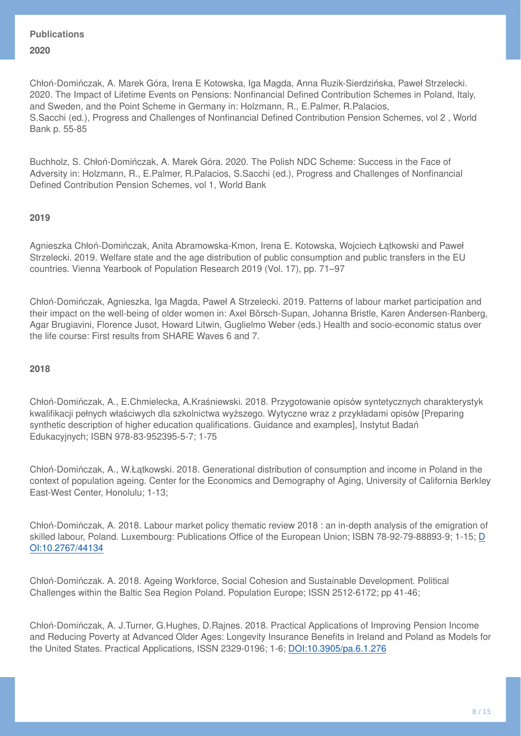**Publications**

**2020**

Chłoń-Domińczak, A. Marek Góra, Irena E Kotowska, Iga Magda, Anna Ruzik-Sierdzińska, Paweł Strzelecki. 2020. The Impact of Lifetime Events on Pensions: Nonfinancial Defined Contribution Schemes in Poland, Italy, and Sweden, and the Point Scheme in Germany in: Holzmann, R., E.Palmer, R.Palacios, S.Sacchi (ed.), Progress and Challenges of Nonfinancial Defined Contribution Pension Schemes, vol 2 , World Bank p. 55-85

Buchholz, S. Chłoń-Domińczak, A. Marek Góra. 2020. The Polish NDC Scheme: Success in the Face of Adversity in: Holzmann, R., E.Palmer, R.Palacios, S.Sacchi (ed.), Progress and Challenges of Nonfinancial Defined Contribution Pension Schemes, vol 1, World Bank

**2019**

Agnieszka Chłoń-Domińczak, Anita Abramowska-Kmon, Irena E. Kotowska, Wojciech Łątkowski and Paweł Strzelecki. 2019. Welfare state and the age distribution of public consumption and public transfers in the EU countries. Vienna Yearbook of Population Research 2019 (Vol. 17), pp. 71–97

Chłoń-Domińczak, Agnieszka, Iga Magda, Paweł A Strzelecki. 2019. Patterns of labour market participation and their impact on the well-being of older women in: Axel Börsch-Supan, Johanna Bristle, Karen Andersen-Ranberg, Agar Brugiavini, Florence Jusot, Howard Litwin, Guglielmo Weber (eds.) Health and socio-economic status over the life course: First results from SHARE Waves 6 and 7.

**2018**

Chłoń-Domińczak, A., E.Chmielecka, A.Kraśniewski. 2018. Przygotowanie opisów syntetycznych charakterystyk kwalifikacji pełnych właściwych dla szkolnictwa wyższego. Wytyczne wraz z przykładami opisów [Preparing synthetic description of higher education qualifications. Guidance and examples], Instytut Badań Edukacyjnych; ISBN 978-83-952395-5-7; 1-75

Chłoń-Domińczak, A., W.Łątkowski. 2018. Generational distribution of consumption and income in Poland in the context of population ageing. Center for the Economics and Demography of Aging, University of California Berkley East-West Center, Honolulu; 1-13;

Chłoń-Domińczak, A. 2018. Labour market policy thematic review 2018 : an in-depth analysis of the emigration of skilled labour, Poland. Luxembourg: Publications Office of the European Union; ISBN 78-92-79-88893-9; 1-15; DOI:10.2767/44134

Chłoń-Domińczak. A. 2018. Ageing Workforce, Social Cohesion and Sustainable Development. Political Challenges within the Baltic Sea Region Poland. Population Europe; ISSN 2512-6172; pp 41-46;

Chłoń-Domińczak, A. J.Turner, G.Hughes, D.Rajnes. 2018. Practical Applications of Improving Pension Income and Reducing Poverty at Advanced Older Ages: Longevity Insurance Benefits in Ireland and Poland as Models for the United States. Practical Applications, ISSN 2329-0196; 1-6; DOI:10.3905/pa.6.1.276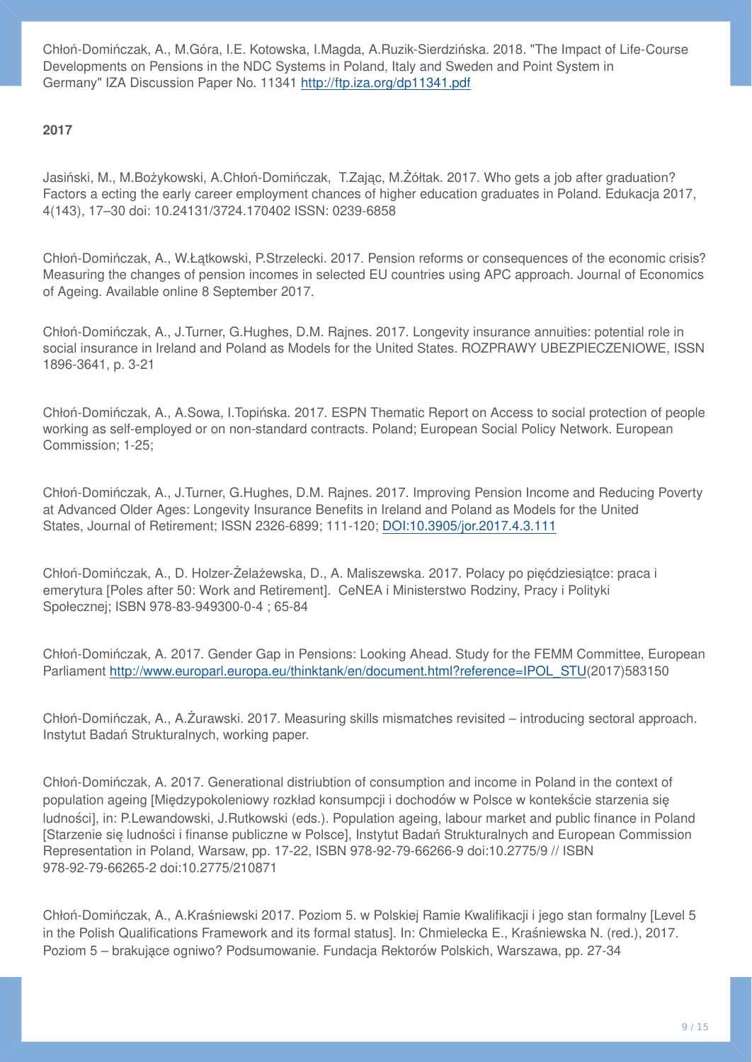Chłoń-Domińczak, A., M.Góra, I.E. Kotowska, I.Magda, A.Ruzik-Sierdzińska. 2018. "The Impact of Life-Course Developments on Pensions in the NDC Systems in Poland, Italy and Sweden and Point System in Germany" IZA Discussion Paper No. 11341 http://ftp.iza.org/dp11341.pdf

**2017**

Jasiński, M., M.Bożykowski, A.Chłoń-Domińczak, T.Zając, M.Żółtak. 2017. Who gets a job after graduation? Factors a ecting the early career employment chances of higher education graduates in Poland. Edukacja 2017, 4(143), 17–30 doi: 10.24131/3724.170402 ISSN: 0239-6858

Chłoń-Domińczak, A., W.Łątkowski, P.Strzelecki. 2017. Pension reforms or consequences of the economic crisis? Measuring the changes of pension incomes in selected EU countries using APC approach. Journal of Economics of Ageing. Available online 8 September 2017.

Chłoń-Domińczak, A., J.Turner, G.Hughes, D.M. Rajnes. 2017. Longevity insurance annuities: potential role in social insurance in Ireland and Poland as Models for the United States. ROZPRAWY UBEZPIECZENIOWE, ISSN 1896-3641, p. 3-21

Chłoń-Domińczak, A., A.Sowa, I.Topińska. 2017. ESPN Thematic Report on Access to social protection of people working as self-employed or on non-standard contracts. Poland; European Social Policy Network. European Commission; 1-25;

Chłoń-Domińczak, A., J.Turner, G.Hughes, D.M. Rajnes. 2017. Improving Pension Income and Reducing Poverty at Advanced Older Ages: Longevity Insurance Benefits in Ireland and Poland as Models for the United States, Journal of Retirement; ISSN 2326-6899; 111-120; DOI:10.3905/jor.2017.4.3.111

Chłoń-Domińczak, A., D. Holzer-Żelażewska, D., A. Maliszewska. 2017. Polacy po pięćdziesiątce: praca i emerytura [Poles after 50: Work and Retirement]. CeNEA i Ministerstwo Rodziny, Pracy i Polityki Społecznej; ISBN 978-83-949300-0-4 ; 65-84

Chłoń-Domińczak, A. 2017. Gender Gap in Pensions: Looking Ahead. Study for the FEMM Committee, European Parliament http://www.europarl.europa.eu/thinktank/en/document.html?reference=IPOL_STU(2017)583150

Chłoń-Domińczak, A., A.Żurawski. 2017. Measuring skills mismatches revisited – introducing sectoral approach. Instytut Badań Strukturalnych, working paper.

Chłoń-Domińczak, A. 2017. Generational distriubtion of consumption and income in Poland in the context of population ageing [Międzypokoleniowy rozkład konsumpcji i dochodów w Polsce w kontekście starzenia się ludności], in: P.Lewandowski, J.Rutkowski (eds.). Population ageing, labour market and public finance in Poland [Starzenie się ludności i finanse publiczne w Polsce], Instytut Badań Strukturalnych and European Commission Representation in Poland, Warsaw, pp. 17-22, ISBN 978-92-79-66266-9 doi:10.2775/9 // ISBN 978-92-79-66265-2 doi:10.2775/210871

Chłoń-Domińczak, A., A.Kraśniewski 2017. Poziom 5. w Polskiej Ramie Kwalifikacji i jego stan formalny [Level 5 in the Polish Qualifications Framework and its formal status]. In: Chmielecka E., Kraśniewska N. (red.), 2017. Poziom 5 – brakujące ogniwo? Podsumowanie. Fundacja Rektorów Polskich, Warszawa, pp. 27-34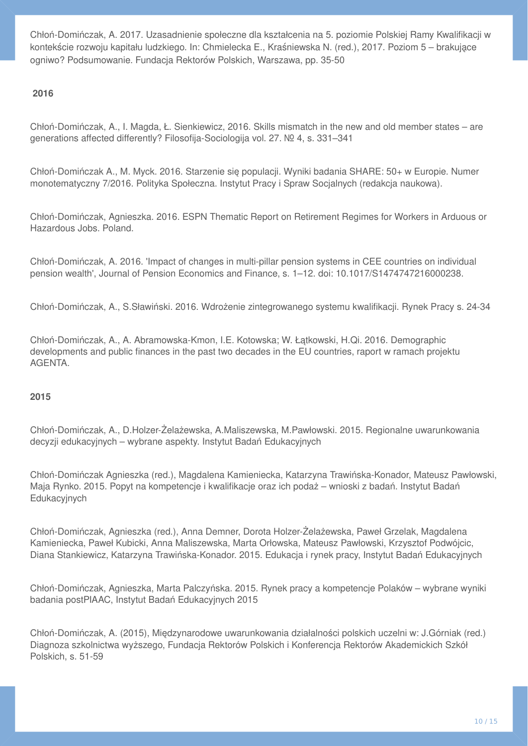Chłoń-Domińczak, A. 2017. Uzasadnienie społeczne dla kształcenia na 5. poziomie Polskiej Ramy Kwalifikacji w kontekście rozwoju kapitału ludzkiego. In: Chmielecka E., Kraśniewska N. (red.), 2017. Poziom 5 – brakujące ogniwo? Podsumowanie. Fundacja Rektorów Polskich, Warszawa, pp. 35-50

**2016**

Chłoń-Domińczak, A., I. Magda, Ł. Sienkiewicz, 2016. Skills mismatch in the new and old member states – are generations affected differently? Filosofija-Sociologija vol. 27. № 4, s. 331–341

Chłoń-Domińczak A., M. Myck. 2016. Starzenie się populacji. Wyniki badania SHARE: 50+ w Europie. Numer monotematyczny 7/2016. Polityka Społeczna. Instytut Pracy i Spraw Socjalnych (redakcja naukowa).

Chłoń-Domińczak, Agnieszka. 2016. ESPN Thematic Report on Retirement Regimes for Workers in Arduous or Hazardous Jobs. Poland.

Chłoń-Domińczak, A. 2016. 'Impact of changes in multi-pillar pension systems in CEE countries on individual pension wealth', Journal of Pension Economics and Finance, s. 1–12. doi: 10.1017/S1474747216000238.

Chłoń-Domińczak, A., S.Sławiński. 2016. Wdrożenie zintegrowanego systemu kwalifikacji. Rynek Pracy s. 24-34

Chłoń-Domińczak, A., A. Abramowska-Kmon, I.E. Kotowska; W. Łątkowski, H.Qi. 2016. Demographic developments and public finances in the past two decades in the EU countries, raport w ramach projektu AGENTA.

**2015**

Chłoń-Domińczak, A., D.Holzer-Żelażewska, A.Maliszewska, M.Pawłowski. 2015. Regionalne uwarunkowania decyzji edukacyjnych – wybrane aspekty. Instytut Badań Edukacyjnych

Chłoń-Domińczak Agnieszka (red.), Magdalena Kamieniecka, Katarzyna Trawińska-Konador, Mateusz Pawłowski, Maja Rynko. 2015. Popyt na kompetencje i kwalifikacje oraz ich podaż – wnioski z badań. Instytut Badań Edukacyjnych

Chłoń-Domińczak, Agnieszka (red.), Anna Demner, Dorota Holzer-Żelażewska, Paweł Grzelak, Magdalena Kamieniecka, Paweł Kubicki, Anna Maliszewska, Marta Orłowska, Mateusz Pawłowski, Krzysztof Podwójcic, Diana Stankiewicz, Katarzyna Trawińska-Konador. 2015. Edukacja i rynek pracy, Instytut Badań Edukacyjnych

Chłoń-Domińczak, Agnieszka, Marta Palczyńska. 2015. Rynek pracy a kompetencje Polaków – wybrane wyniki badania postPIAAC, Instytut Badań Edukacyjnych 2015

Chłoń-Domińczak, A. (2015), Międzynarodowe uwarunkowania działalności polskich uczelni w: J.Górniak (red.) Diagnoza szkolnictwa wyższego, Fundacja Rektorów Polskich i Konferencja Rektorów Akademickich Szkół Polskich, s. 51-59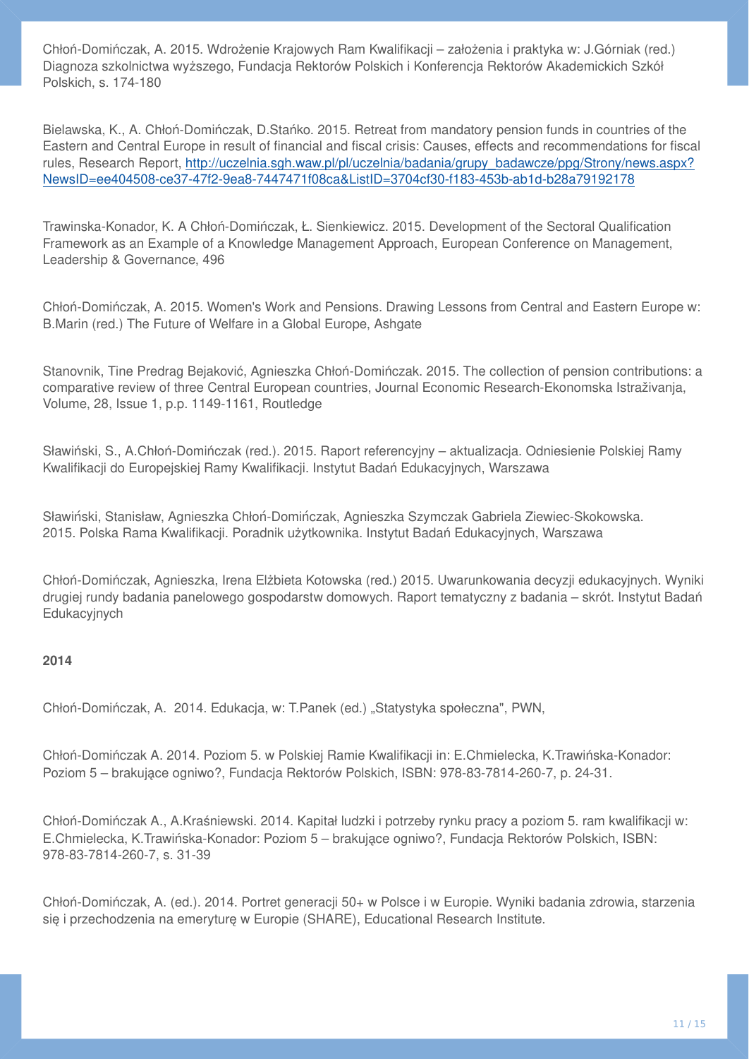Chłoń-Domińczak, A. 2015. Wdrożenie Krajowych Ram Kwalifikacji – założenia i praktyka w: J.Górniak (red.) Diagnoza szkolnictwa wyższego, Fundacja Rektorów Polskich i Konferencja Rektorów Akademickich Szkół Polskich, s. 174-180

Bielawska, K., A. Chłoń-Domińczak, D.Stańko. 2015. Retreat from mandatory pension funds in countries of the Eastern and Central Europe in result of financial and fiscal crisis: Causes, effects and recommendations for fiscal rules, Research Report, [http://uczelnia.sgh.waw.pl/pl/uczelnia/badania/grupy_badawcze/ppg/Strony/news.aspx?NewsID=ee404508-ce37-47f2-9ea8-7447471f08ca&ListID=3704cf30-f183-453b-ab1d-b28a79192178](http://uczelnia.sgh.waw.pl/pl/uczelnia/badania/grupy_badawcze/ppg/Strony/news.aspx?NewsID=ee404508-ce37-47f2-9ea8-7447471f08ca&ListID=3704cf30-f183-453b-ab1d-b28a79192178)

Trawinska-Konador, K. A Chłoń-Domińczak, Ł. Sienkiewicz. 2015. Development of the Sectoral Qualification Framework as an Example of a Knowledge Management Approach, European Conference on Management, Leadership & Governance, 496

Chłoń-Domińczak, A. 2015. Women's Work and Pensions. Drawing Lessons from Central and Eastern Europe w: B.Marin (red.) The Future of Welfare in a Global Europe, Ashgate

Stanovnik, Tine Predrag Bejaković, Agnieszka Chłoń-Domińczak. 2015. The collection of pension contributions: a comparative review of three Central European countries, Journal Economic Research-Ekonomska Istraživanja, Volume, 28, Issue 1, p.p. 1149-1161, Routledge

Sławiński, S., A.Chłoń-Domińczak (red.). 2015. Raport referencyjny – aktualizacja. Odniesienie Polskiej Ramy Kwalifikacji do Europejskiej Ramy Kwalifikacji. Instytut Badań Edukacyjnych, Warszawa

Sławiński, Stanisław, Agnieszka Chłoń-Domińczak, Agnieszka Szymczak Gabriela Ziewiec-Skokowska. 2015. Polska Rama Kwalifikacji. Poradnik użytkownika. Instytut Badań Edukacyjnych, Warszawa

Chłoń-Domińczak, Agnieszka, Irena Elżbieta Kotowska (red.) 2015. Uwarunkowania decyzji edukacyjnych. Wyniki drugiej rundy badania panelowego gospodarstw domowych. Raport tematyczny z badania – skrót. Instytut Badań Edukacyjnych

**2014**

Chłoń-Domińczak, A. 2014. Edukacja, w: T.Panek (ed.) „Statystyka społeczna", PWN,

Chłoń-Domińczak A. 2014. Poziom 5. w Polskiej Ramie Kwalifikacji in: E.Chmielecka, K.Trawińska-Konador: Poziom 5 – brakujące ogniwo?, Fundacja Rektorów Polskich, ISBN: 978-83-7814-260-7, p. 24-31.

Chłoń-Domińczak A., A.Kraśniewski. 2014. Kapitał ludzki i potrzeby rynku pracy a poziom 5. ram kwalifikacji w: E.Chmielecka, K.Trawińska-Konador: Poziom 5 – brakujące ogniwo?, Fundacja Rektorów Polskich, ISBN: 978-83-7814-260-7, s. 31-39

Chłoń-Domińczak, A. (ed.). 2014. Portret generacji 50+ w Polsce i w Europie. Wyniki badania zdrowia, starzenia się i przechodzenia na emeryturę w Europie (SHARE), Educational Research Institute.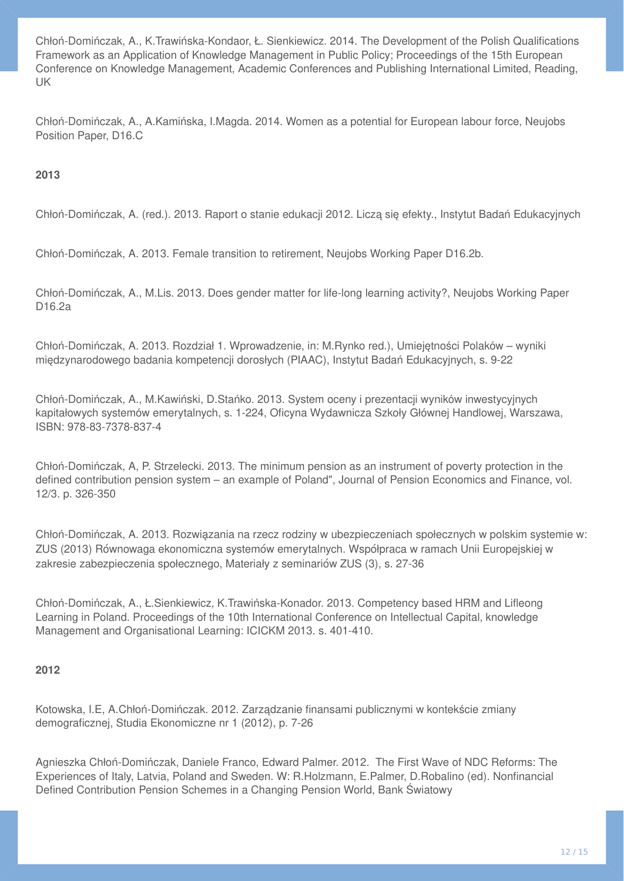Chłoń-Domińczak, A., K.Trawińska-Kondaor, Ł. Sienkiewicz. 2014. The Development of the Polish Qualifications Framework as an Application of Knowledge Management in Public Policy; Proceedings of the 15th European Conference on Knowledge Management, Academic Conferences and Publishing International Limited, Reading, UK

Chłoń-Domińczak, A., A.Kamińska, I.Magda. 2014. Women as a potential for European labour force, Neujobs Position Paper, D16.C

**2013**

Chłoń-Domińczak, A. (red.). 2013. Raport o stanie edukacji 2012. Liczą się efekty., Instytut Badań Edukacyjnych

Chłoń-Domińczak, A. 2013. Female transition to retirement, Neujobs Working Paper D16.2b.

Chłoń-Domińczak, A., M.Lis. 2013. Does gender matter for life-long learning activity?, Neujobs Working Paper D16.2a

Chłoń-Domińczak, A. 2013. Rozdział 1. Wprowadzenie, in: M.Rynko red.), Umiejętności Polaków – wyniki międzynarodowego badania kompetencji dorosłych (PIAAC), Instytut Badań Edukacyjnych, s. 9-22

Chłoń-Domińczak, A., M.Kawiński, D.Stańko. 2013. System oceny i prezentacji wyników inwestycyjnych kapitałowych systemów emerytalnych, s. 1-224, Oficyna Wydawnicza Szkoły Głównej Handlowej, Warszawa, ISBN: 978-83-7378-837-4

Chłoń-Domińczak, A, P. Strzelecki. 2013. The minimum pension as an instrument of poverty protection in the defined contribution pension system – an example of Poland", Journal of Pension Economics and Finance, vol. 12/3. p. 326-350

Chłoń-Domińczak, A. 2013. Rozwiązania na rzecz rodziny w ubezpieczeniach społecznych w polskim systemie w: ZUS (2013) Równowaga ekonomiczna systemów emerytalnych. Współpraca w ramach Unii Europejskiej w zakresie zabezpieczenia społecznego, Materiały z seminariów ZUS (3), s. 27-36

Chłoń-Domińczak, A., Ł.Sienkiewicz, K.Trawińska-Konador. 2013. Competency based HRM and Lifleong Learning in Poland. Proceedings of the 10th International Conference on Intellectual Capital, knowledge Management and Organisational Learning: ICICKM 2013. s. 401-410.

**2012**

Kotowska, I.E, A.Chłoń-Domińczak. 2012. Zarządzanie finansami publicznymi w kontekście zmiany demograficznej, Studia Ekonomiczne nr 1 (2012), p. 7-26

Agnieszka Chłoń-Domińczak, Daniele Franco, Edward Palmer. 2012. The First Wave of NDC Reforms: The Experiences of Italy, Latvia, Poland and Sweden. W: R.Holzmann, E.Palmer, D.Robalino (ed). Nonfinancial Defined Contribution Pension Schemes in a Changing Pension World, Bank Światowy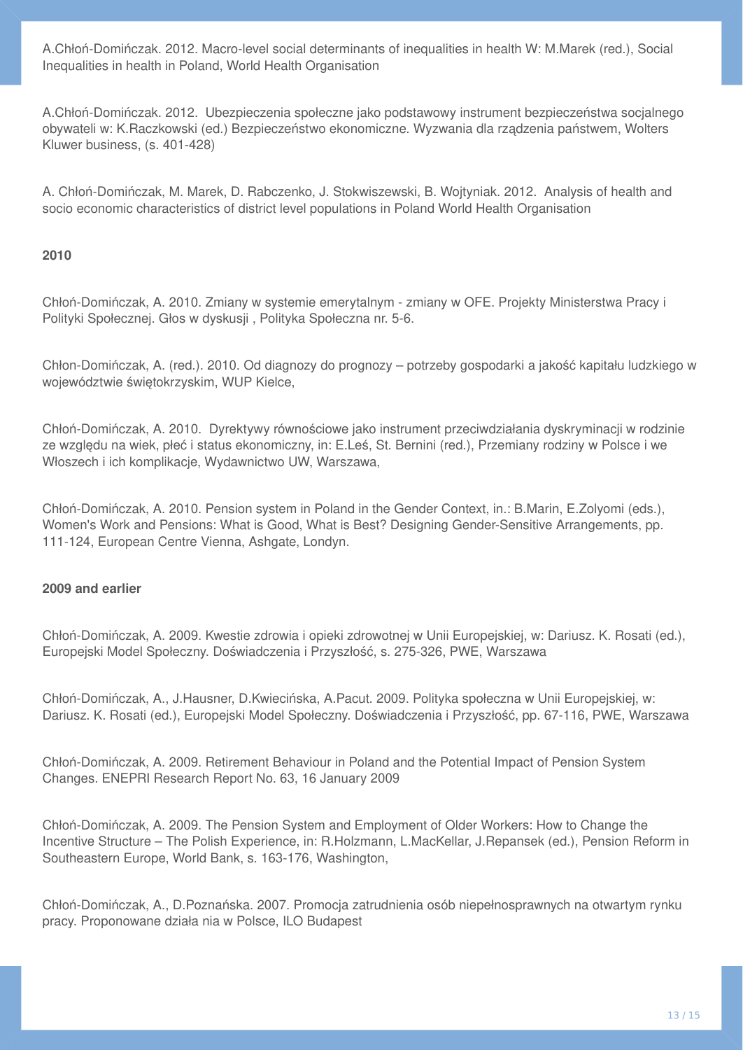A.Chłoń-Domińczak. 2012. Macro-level social determinants of inequalities in health W: M.Marek (red.), Social Inequalities in health in Poland, World Health Organisation

A.Chłoń-Domińczak. 2012.  Ubezpieczenia społeczne jako podstawowy instrument bezpieczeństwa socjalnego obywateli w: K.Raczkowski (ed.) Bezpieczeństwo ekonomiczne. Wyzwania dla rządzenia państwem, Wolters Kluwer business, (s. 401-428)

A. Chłoń-Domińczak, M. Marek, D. Rabczenko, J. Stokwiszewski, B. Wojtyniak. 2012.  Analysis of health and socio economic characteristics of district level populations in Poland World Health Organisation

**2010**

Chłoń-Domińczak, A. 2010. Zmiany w systemie emerytalnym - zmiany w OFE. Projekty Ministerstwa Pracy i Polityki Społecznej. Głos w dyskusji , Polityka Społeczna nr. 5-6.

Chłon-Domińczak, A. (red.). 2010. Od diagnozy do prognozy – potrzeby gospodarki a jakość kapitału ludzkiego w województwie świętokrzyskim, WUP Kielce,

Chłoń-Domińczak, A. 2010.  Dyrektywy równościowe jako instrument przeciwdziałania dyskryminacji w rodzinie ze względu na wiek, płeć i status ekonomiczny, in: E.Leś, St. Bernini (red.), Przemiany rodziny w Polsce i we Włoszech i ich komplikacje, Wydawnictwo UW, Warszawa,

Chłoń-Domińczak, A. 2010. Pension system in Poland in the Gender Context, in.: B.Marin, E.Zolyomi (eds.), Women's Work and Pensions: What is Good, What is Best? Designing Gender-Sensitive Arrangements, pp. 111-124, European Centre Vienna, Ashgate, Londyn.

**2009 and earlier**

Chłoń-Domińczak, A. 2009. Kwestie zdrowia i opieki zdrowotnej w Unii Europejskiej, w: Dariusz. K. Rosati (ed.), Europejski Model Społeczny. Doświadczenia i Przyszłość, s. 275-326, PWE, Warszawa

Chłoń-Domińczak, A., J.Hausner, D.Kwiecińska, A.Pacut. 2009. Polityka społeczna w Unii Europejskiej, w: Dariusz. K. Rosati (ed.), Europejski Model Społeczny. Doświadczenia i Przyszłość, pp. 67-116, PWE, Warszawa

Chłoń-Domińczak, A. 2009. Retirement Behaviour in Poland and the Potential Impact of Pension System Changes. ENEPRI Research Report No. 63, 16 January 2009

Chłoń-Domińczak, A. 2009. The Pension System and Employment of Older Workers: How to Change the Incentive Structure – The Polish Experience, in: R.Holzmann, L.MacKellar, J.Repansek (ed.), Pension Reform in Southeastern Europe, World Bank, s. 163-176, Washington,

Chłoń-Domińczak, A., D.Poznańska. 2007. Promocja zatrudnienia osób niepełnosprawnych na otwartym rynku pracy. Proponowane działa nia w Polsce, ILO Budapest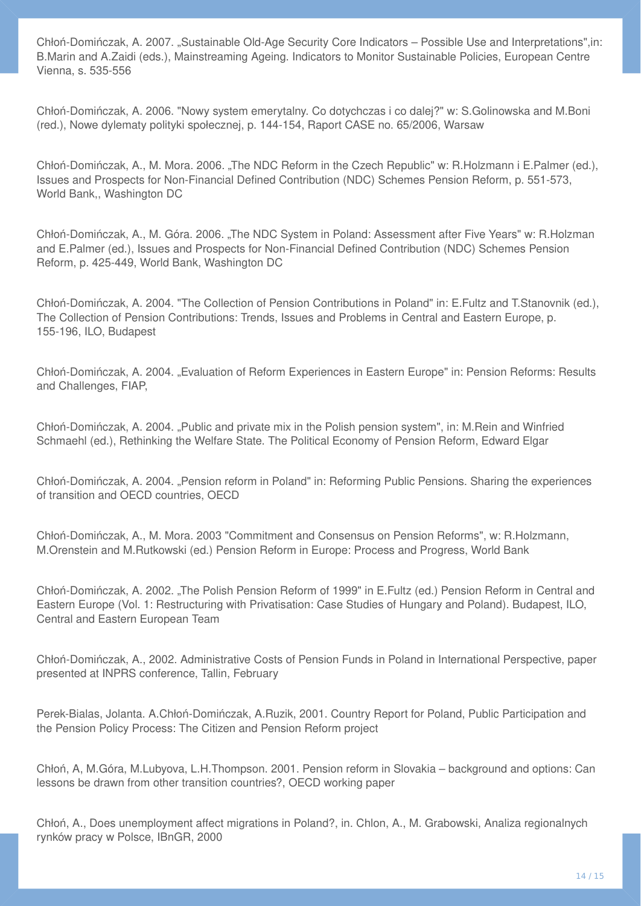Chłoń-Domińczak, A. 2007. „Sustainable Old-Age Security Core Indicators – Possible Use and Interpretations",in: B.Marin and A.Zaidi (eds.), Mainstreaming Ageing. Indicators to Monitor Sustainable Policies, European Centre Vienna, s. 535-556

Chłoń-Domińczak, A. 2006. "Nowy system emerytalny. Co dotychczas i co dalej?" w: S.Golinowska and M.Boni (red.), Nowe dylematy polityki społecznej, p. 144-154, Raport CASE no. 65/2006, Warsaw

Chłoń-Domińczak, A., M. Mora. 2006. „The NDC Reform in the Czech Republic" w: R.Holzmann i E.Palmer (ed.), Issues and Prospects for Non-Financial Defined Contribution (NDC) Schemes Pension Reform, p. 551-573, World Bank,, Washington DC

Chłoń-Domińczak, A., M. Góra. 2006. „The NDC System in Poland: Assessment after Five Years" w: R.Holzman and E.Palmer (ed.), Issues and Prospects for Non-Financial Defined Contribution (NDC) Schemes Pension Reform, p. 425-449, World Bank, Washington DC

Chłoń-Domińczak, A. 2004. "The Collection of Pension Contributions in Poland" in: E.Fultz and T.Stanovnik (ed.), The Collection of Pension Contributions: Trends, Issues and Problems in Central and Eastern Europe, p. 155-196, ILO, Budapest

Chłoń-Domińczak, A. 2004. „Evaluation of Reform Experiences in Eastern Europe" in: Pension Reforms: Results and Challenges, FIAP,

Chłoń-Domińczak, A. 2004. „Public and private mix in the Polish pension system", in: M.Rein and Winfried Schmaehl (ed.), Rethinking the Welfare State. The Political Economy of Pension Reform, Edward Elgar

Chłoń-Domińczak, A. 2004. „Pension reform in Poland" in: Reforming Public Pensions. Sharing the experiences of transition and OECD countries, OECD

Chłoń-Domińczak, A., M. Mora. 2003 "Commitment and Consensus on Pension Reforms", w: R.Holzmann, M.Orenstein and M.Rutkowski (ed.) Pension Reform in Europe: Process and Progress, World Bank

Chłoń-Domińczak, A. 2002. „The Polish Pension Reform of 1999" in E.Fultz (ed.) Pension Reform in Central and Eastern Europe (Vol. 1: Restructuring with Privatisation: Case Studies of Hungary and Poland). Budapest, ILO, Central and Eastern European Team

Chłoń-Domińczak, A., 2002. Administrative Costs of Pension Funds in Poland in International Perspective, paper presented at INPRS conference, Tallin, February

Perek-Bialas, Jolanta. A.Chłoń-Domińczak, A.Ruzik, 2001. Country Report for Poland, Public Participation and the Pension Policy Process: The Citizen and Pension Reform project

Chłoń, A, M.Góra, M.Lubyova, L.H.Thompson. 2001. Pension reform in Slovakia – background and options: Can lessons be drawn from other transition countries?, OECD working paper

Chłoń, A., Does unemployment affect migrations in Poland?, in. Chlon, A., M. Grabowski, Analiza regionalnych rynków pracy w Polsce, IBnGR, 2000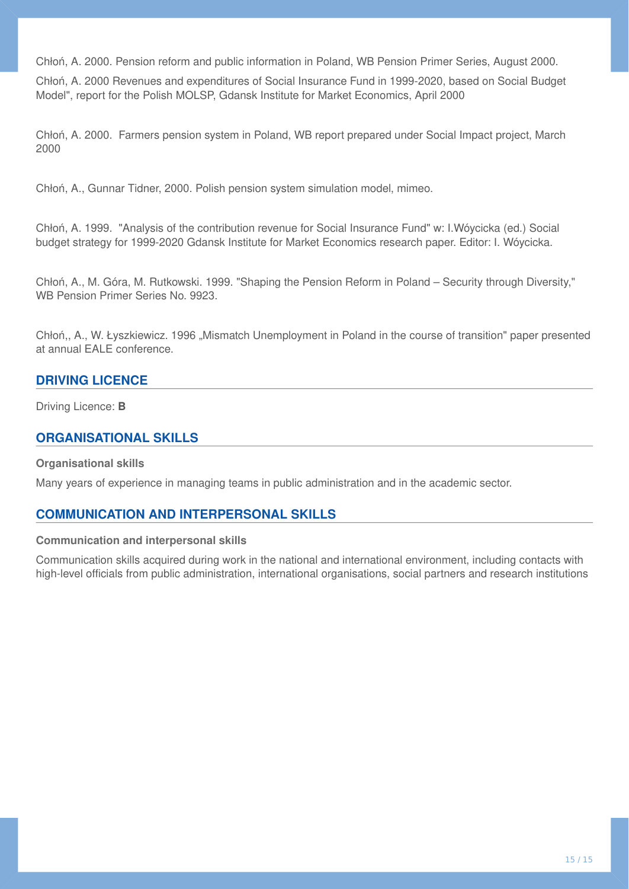Chłoń, A. 2000. Pension reform and public information in Poland, WB Pension Primer Series, August 2000.

Chłoń, A. 2000 Revenues and expenditures of Social Insurance Fund in 1999-2020, based on Social Budget Model", report for the Polish MOLSP, Gdansk Institute for Market Economics, April 2000

Chłoń, A. 2000. Farmers pension system in Poland, WB report prepared under Social Impact project, March 2000

Chłoń, A., Gunnar Tidner, 2000. Polish pension system simulation model, mimeo.

Chłoń, A. 1999. "Analysis of the contribution revenue for Social Insurance Fund" w: I.Wóycicka (ed.) Social budget strategy for 1999-2020 Gdansk Institute for Market Economics research paper. Editor: I. Wóycicka.

Chłoń, A., M. Góra, M. Rutkowski. 1999. "Shaping the Pension Reform in Poland – Security through Diversity," WB Pension Primer Series No. 9923.

Chłoń,, A., W. Łyszkiewicz. 1996 „Mismatch Unemployment in Poland in the course of transition" paper presented at annual EALE conference.

## DRIVING LICENCE

Driving Licence: **B**

## ORGANISATIONAL SKILLS

**Organisational skills**

Many years of experience in managing teams in public administration and in the academic sector.

## COMMUNICATION AND INTERPERSONAL SKILLS

**Communication and interpersonal skills**

Communication skills acquired during work in the national and international environment, including contacts with high-level officials from public administration, international organisations, social partners and research institutions